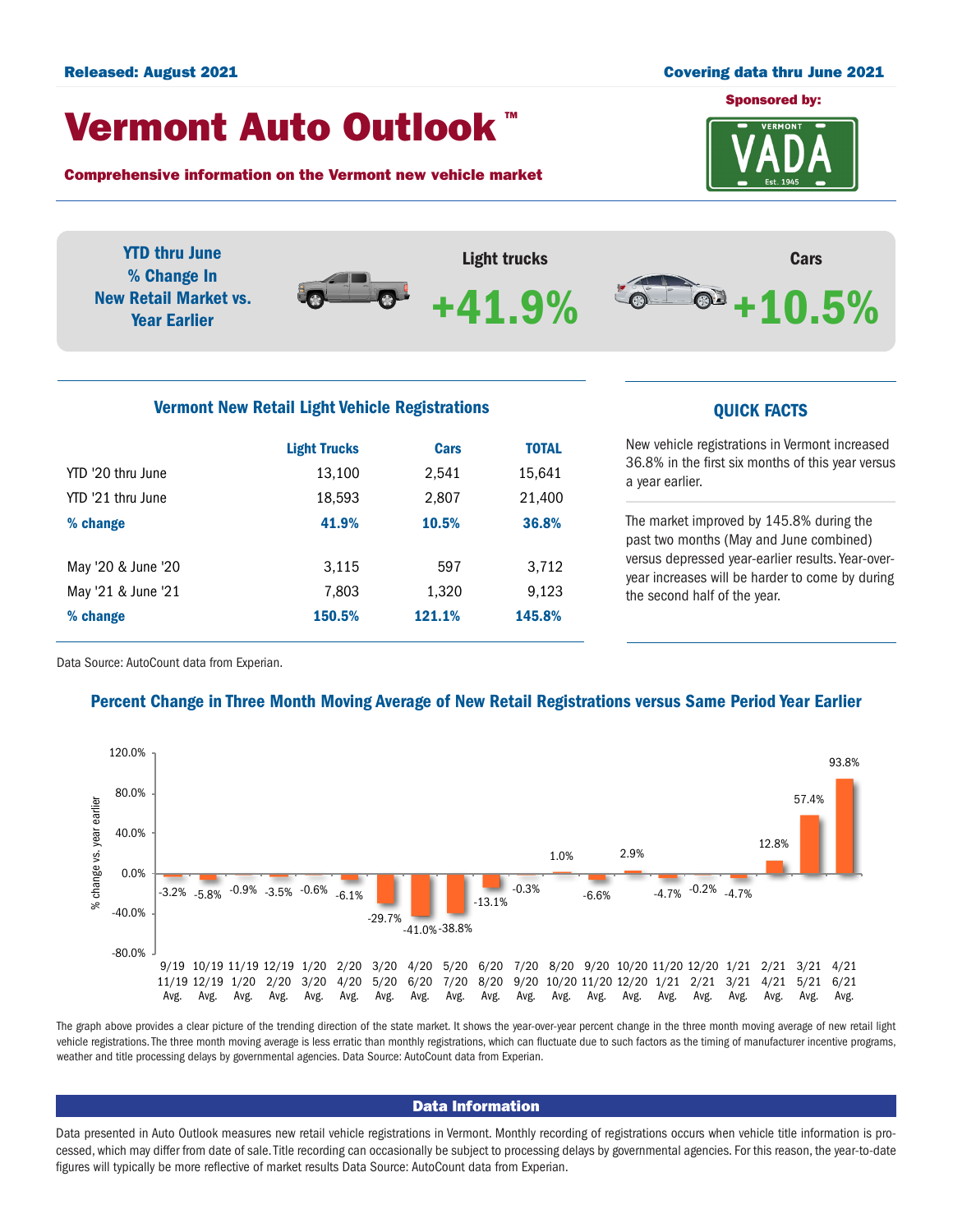Released: August 2021

Covering data thru June 2021

Sponsored by: VADA

# Vermont Auto Outlook ™

**Comprehensive information on the Vermont new vehicle market**

**YTD thru June % Change In New Retail Market vs. Year Earlier**

Light trucks **+41.9%**

Cars **+10.5%**

## Vermont New Retail Light Vehicle Registrations

| | Light Trucks | Cars | TOTAL |
|---|---|---|---|
| YTD '20 thru June | 13,100 | 2,541 | 15,641 |
| YTD '21 thru June | 18,593 | 2,807 | 21,400 |
| **% change** | **41.9%** | **10.5%** | **36.8%** |
| May '20 & June '20 | 3,115 | 597 | 3,712 |
| May '21 & June '21 | 7,803 | 1,320 | 9,123 |
| **% change** | **150.5%** | **121.1%** | **145.8%** |

Data Source: AutoCount data from Experian.

## QUICK FACTS

New vehicle registrations in Vermont increased 36.8% in the first six months of this year versus a year earlier.

The market improved by 145.8% during the past two months (May and June combined) versus depressed year-earlier results. Year-over-year increases will be harder to come by during the second half of the year.

## Percent Change in Three Month Moving Average of New Retail Registrations versus Same Period Year Earlier

| Period | % change vs. year earlier |
|---|---|
| 9/19 11/19 Avg. | -3.2% |
| 10/19 12/19 Avg. | -5.8% |
| 11/19 1/20 Avg. | -0.9% |
| 12/19 2/20 Avg. | -3.5% |
| 1/20 3/20 Avg. | -0.6% |
| 2/20 4/20 Avg. | -6.1% |
| 3/20 5/20 Avg. | -29.7% |
| 4/20 6/20 Avg. | -41.0% |
| 5/20 7/20 Avg. | -38.8% |
| 6/20 8/20 Avg. | -13.1% |
| 7/20 9/20 Avg. | -0.3% |
| 8/20 10/20 Avg. | 1.0% |
| 9/20 11/20 Avg. | -6.6% |
| 10/20 12/20 Avg. | 2.9% |
| 11/20 1/21 Avg. | -4.7% |
| 12/20 2/21 Avg. | -0.2% |
| 1/21 3/21 Avg. | -4.7% |
| 2/21 4/21 Avg. | 12.8% |
| 3/21 5/21 Avg. | 57.4% |
| 4/21 6/21 Avg. | 93.8% |

The graph above provides a clear picture of the trending direction of the state market. It shows the year-over-year percent change in the three month moving average of new retail light vehicle registrations. The three month moving average is less erratic than monthly registrations, which can fluctuate due to such factors as the timing of manufacturer incentive programs, weather and title processing delays by governmental agencies. Data Source: AutoCount data from Experian.

## Data Information

Data presented in Auto Outlook measures new retail vehicle registrations in Vermont. Monthly recording of registrations occurs when vehicle title information is processed, which may differ from date of sale. Title recording can occasionally be subject to processing delays by governmental agencies. For this reason, the year-to-date figures will typically be more reflective of market results Data Source: AutoCount data from Experian.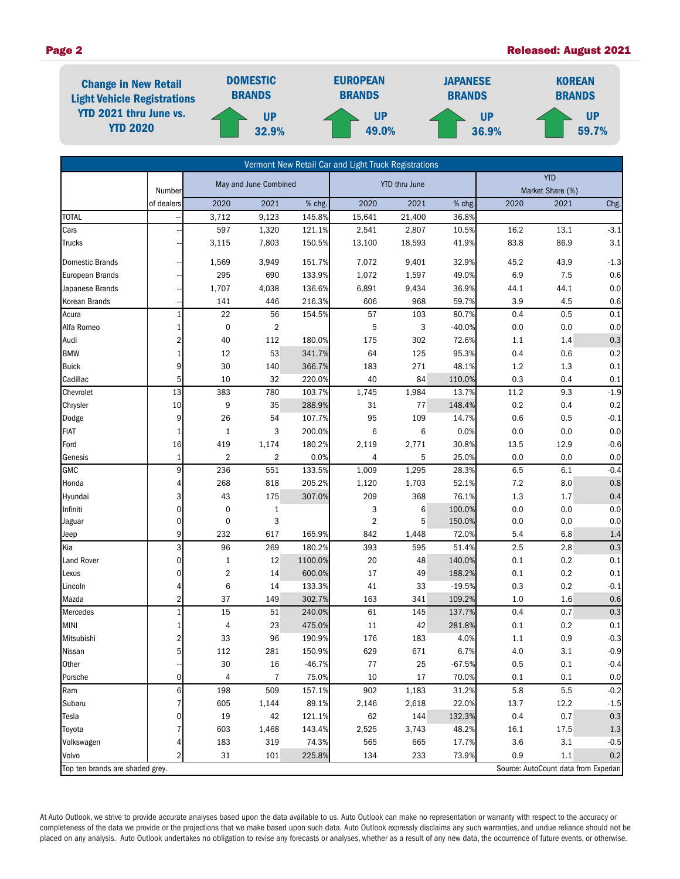**Change in New Retail Light Vehicle Registrations YTD 2021 thru June vs. YTD 2020**

| DOMESTIC BRANDS | EUROPEAN BRANDS | JAPANESE BRANDS | KOREAN BRANDS |
|---|---|---|---|
| UP 32.9% | UP 49.0% | UP 36.9% | UP 59.7% |

| Vermont New Retail Car and Light Truck Registrations | | | | | | | | | | |
|---|---|---|---|---|---|---|---|---|---|---|
| | Number of dealers | May and June Combined | | | YTD thru June | | | YTD Market Share (%) | | |
| | | 2020 | 2021 | % chg. | 2020 | 2021 | % chg. | 2020 | 2021 | Chg. |
| TOTAL | -- | 3,712 | 9,123 | 145.8% | 15,641 | 21,400 | 36.8% | | | |
| Cars | -- | 597 | 1,320 | 121.1% | 2,541 | 2,807 | 10.5% | 16.2 | 13.1 | -3.1 |
| Trucks | -- | 3,115 | 7,803 | 150.5% | 13,100 | 18,593 | 41.9% | 83.8 | 86.9 | 3.1 |
| Domestic Brands | -- | 1,569 | 3,949 | 151.7% | 7,072 | 9,401 | 32.9% | 45.2 | 43.9 | -1.3 |
| European Brands | -- | 295 | 690 | 133.9% | 1,072 | 1,597 | 49.0% | 6.9 | 7.5 | 0.6 |
| Japanese Brands | -- | 1,707 | 4,038 | 136.6% | 6,891 | 9,434 | 36.9% | 44.1 | 44.1 | 0.0 |
| Korean Brands | -- | 141 | 446 | 216.3% | 606 | 968 | 59.7% | 3.9 | 4.5 | 0.6 |
| Acura | 1 | 22 | 56 | 154.5% | 57 | 103 | 80.7% | 0.4 | 0.5 | 0.1 |
| Alfa Romeo | 1 | 0 | 2 | | 5 | 3 | -40.0% | 0.0 | 0.0 | 0.0 |
| Audi | 2 | 40 | 112 | 180.0% | 175 | 302 | 72.6% | 1.1 | 1.4 | 0.3 |
| BMW | 1 | 12 | 53 | 341.7% | 64 | 125 | 95.3% | 0.4 | 0.6 | 0.2 |
| Buick | 9 | 30 | 140 | 366.7% | 183 | 271 | 48.1% | 1.2 | 1.3 | 0.1 |
| Cadillac | 5 | 10 | 32 | 220.0% | 40 | 84 | 110.0% | 0.3 | 0.4 | 0.1 |
| Chevrolet | 13 | 383 | 780 | 103.7% | 1,745 | 1,984 | 13.7% | 11.2 | 9.3 | -1.9 |
| Chrysler | 10 | 9 | 35 | 288.9% | 31 | 77 | 148.4% | 0.2 | 0.4 | 0.2 |
| Dodge | 9 | 26 | 54 | 107.7% | 95 | 109 | 14.7% | 0.6 | 0.5 | -0.1 |
| FIAT | 1 | 1 | 3 | 200.0% | 6 | 6 | 0.0% | 0.0 | 0.0 | 0.0 |
| Ford | 16 | 419 | 1,174 | 180.2% | 2,119 | 2,771 | 30.8% | 13.5 | 12.9 | -0.6 |
| Genesis | 1 | 2 | 2 | 0.0% | 4 | 5 | 25.0% | 0.0 | 0.0 | 0.0 |
| GMC | 9 | 236 | 551 | 133.5% | 1,009 | 1,295 | 28.3% | 6.5 | 6.1 | -0.4 |
| Honda | 4 | 268 | 818 | 205.2% | 1,120 | 1,703 | 52.1% | 7.2 | 8.0 | 0.8 |
| Hyundai | 3 | 43 | 175 | 307.0% | 209 | 368 | 76.1% | 1.3 | 1.7 | 0.4 |
| Infiniti | 0 | 0 | 1 | | 3 | 6 | 100.0% | 0.0 | 0.0 | 0.0 |
| Jaguar | 0 | 0 | 3 | | 2 | 5 | 150.0% | 0.0 | 0.0 | 0.0 |
| Jeep | 9 | 232 | 617 | 165.9% | 842 | 1,448 | 72.0% | 5.4 | 6.8 | 1.4 |
| Kia | 3 | 96 | 269 | 180.2% | 393 | 595 | 51.4% | 2.5 | 2.8 | 0.3 |
| Land Rover | 0 | 1 | 12 | 1100.0% | 20 | 48 | 140.0% | 0.1 | 0.2 | 0.1 |
| Lexus | 0 | 2 | 14 | 600.0% | 17 | 49 | 188.2% | 0.1 | 0.2 | 0.1 |
| Lincoln | 4 | 6 | 14 | 133.3% | 41 | 33 | -19.5% | 0.3 | 0.2 | -0.1 |
| Mazda | 2 | 37 | 149 | 302.7% | 163 | 341 | 109.2% | 1.0 | 1.6 | 0.6 |
| Mercedes | 1 | 15 | 51 | 240.0% | 61 | 145 | 137.7% | 0.4 | 0.7 | 0.3 |
| MINI | 1 | 4 | 23 | 475.0% | 11 | 42 | 281.8% | 0.1 | 0.2 | 0.1 |
| Mitsubishi | 2 | 33 | 96 | 190.9% | 176 | 183 | 4.0% | 1.1 | 0.9 | -0.3 |
| Nissan | 5 | 112 | 281 | 150.9% | 629 | 671 | 6.7% | 4.0 | 3.1 | -0.9 |
| Other | -- | 30 | 16 | -46.7% | 77 | 25 | -67.5% | 0.5 | 0.1 | -0.4 |
| Porsche | 0 | 4 | 7 | 75.0% | 10 | 17 | 70.0% | 0.1 | 0.1 | 0.0 |
| Ram | 6 | 198 | 509 | 157.1% | 902 | 1,183 | 31.2% | 5.8 | 5.5 | -0.2 |
| Subaru | 7 | 605 | 1,144 | 89.1% | 2,146 | 2,618 | 22.0% | 13.7 | 12.2 | -1.5 |
| Tesla | 0 | 19 | 42 | 121.1% | 62 | 144 | 132.3% | 0.4 | 0.7 | 0.3 |
| Toyota | 7 | 603 | 1,468 | 143.4% | 2,525 | 3,743 | 48.2% | 16.1 | 17.5 | 1.3 |
| Volkswagen | 4 | 183 | 319 | 74.3% | 565 | 665 | 17.7% | 3.6 | 3.1 | -0.5 |
| Volvo | 2 | 31 | 101 | 225.8% | 134 | 233 | 73.9% | 0.9 | 1.1 | 0.2 |

Top ten brands are shaded grey.

Source: AutoCount data from Experian

At Auto Outlook, we strive to provide accurate analyses based upon the data available to us. Auto Outlook can make no representation or warranty with respect to the accuracy or completeness of the data we provide or the projections that we make based upon such data. Auto Outlook expressly disclaims any such warranties, and undue reliance should not be placed on any analysis. Auto Outlook undertakes no obligation to revise any forecasts or analyses, whether as a result of any new data, the occurrence of future events, or otherwise.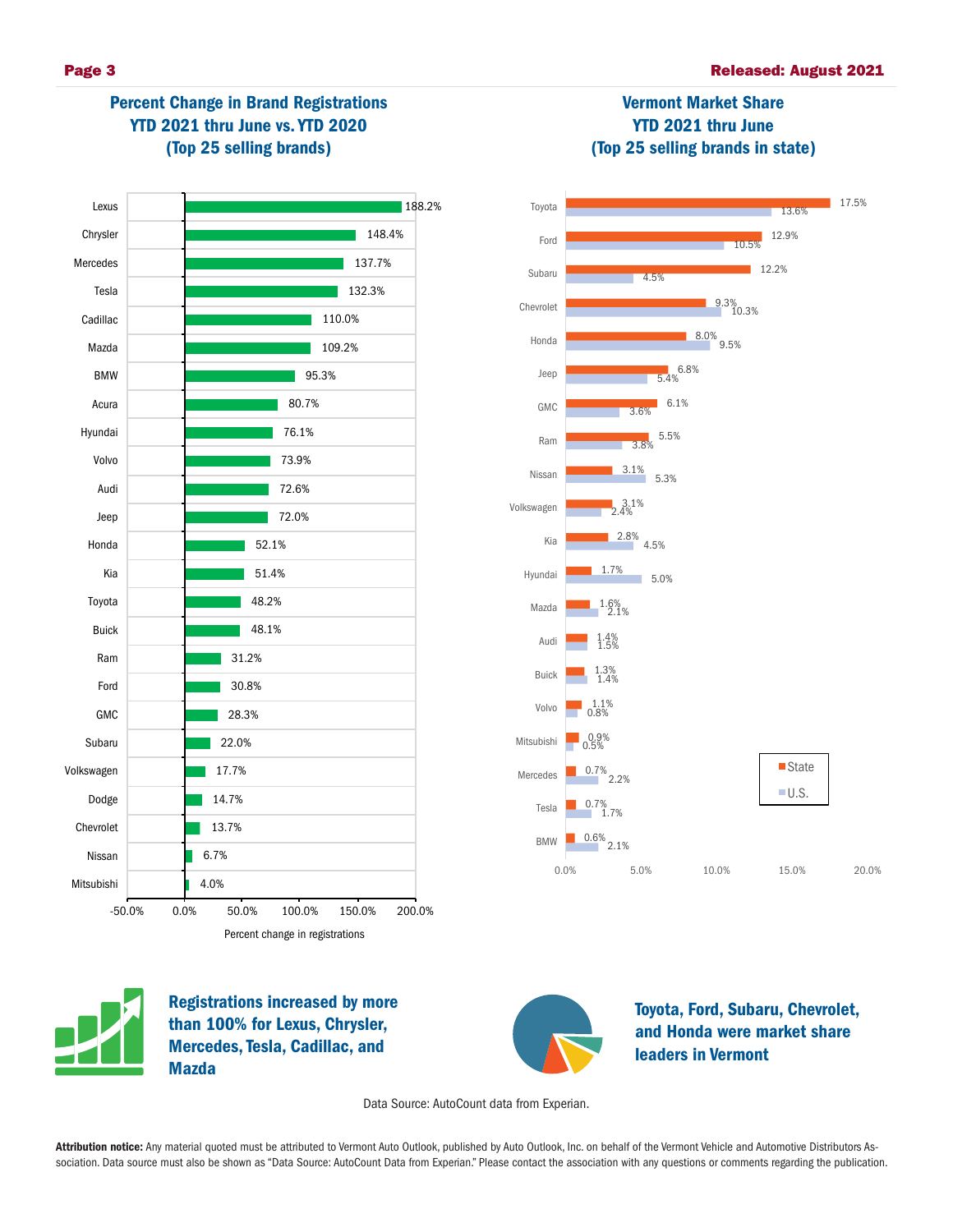## Percent Change in Brand Registrations YTD 2021 thru June vs. YTD 2020 (Top 25 selling brands)

| Brand | Percent change in registrations |
|---|---|
| Lexus | 188.2% |
| Chrysler | 148.4% |
| Mercedes | 137.7% |
| Tesla | 132.3% |
| Cadillac | 110.0% |
| Mazda | 109.2% |
| BMW | 95.3% |
| Acura | 80.7% |
| Hyundai | 76.1% |
| Volvo | 73.9% |
| Audi | 72.6% |
| Jeep | 72.0% |
| Honda | 52.1% |
| Kia | 51.4% |
| Toyota | 48.2% |
| Buick | 48.1% |
| Ram | 31.2% |
| Ford | 30.8% |
| GMC | 28.3% |
| Subaru | 22.0% |
| Volkswagen | 17.7% |
| Dodge | 14.7% |
| Chevrolet | 13.7% |
| Nissan | 6.7% |
| Mitsubishi | 4.0% |

## Vermont Market Share YTD 2021 thru June (Top 25 selling brands in state)

| Brand | State | U.S. |
|---|---|---|
| Toyota | 17.5% | 13.6% |
| Ford | 12.9% | 10.5% |
| Subaru | 12.2% | 4.5% |
| Chevrolet | 9.3% | 10.3% |
| Honda | 8.0% | 9.5% |
| Jeep | 6.8% | 5.4% |
| GMC | 6.1% | 3.6% |
| Ram | 5.5% | 3.8% |
| Nissan | 3.1% | 5.3% |
| Volkswagen | 3.1% | 2.4% |
| Kia | 2.8% | 4.5% |
| Hyundai | 1.7% | 5.0% |
| Mazda | 1.6% | 2.1% |
| Audi | 1.4% | 1.5% |
| Buick | 1.3% | 1.4% |
| Volvo | 1.1% | 0.8% |
| Mitsubishi | 0.9% | 0.5% |
| Mercedes | 0.7% | 2.2% |
| Tesla | 0.7% | 1.7% |
| BMW | 0.6% | 2.1% |

**Registrations increased by more than 100% for Lexus, Chrysler, Mercedes, Tesla, Cadillac, and Mazda**

**Toyota, Ford, Subaru, Chevrolet, and Honda were market share leaders in Vermont**

Data Source: AutoCount data from Experian.

**Attribution notice:** Any material quoted must be attributed to Vermont Auto Outlook, published by Auto Outlook, Inc. on behalf of the Vermont Vehicle and Automotive Distributors Association. Data source must also be shown as "Data Source: AutoCount Data from Experian." Please contact the association with any questions or comments regarding the publication.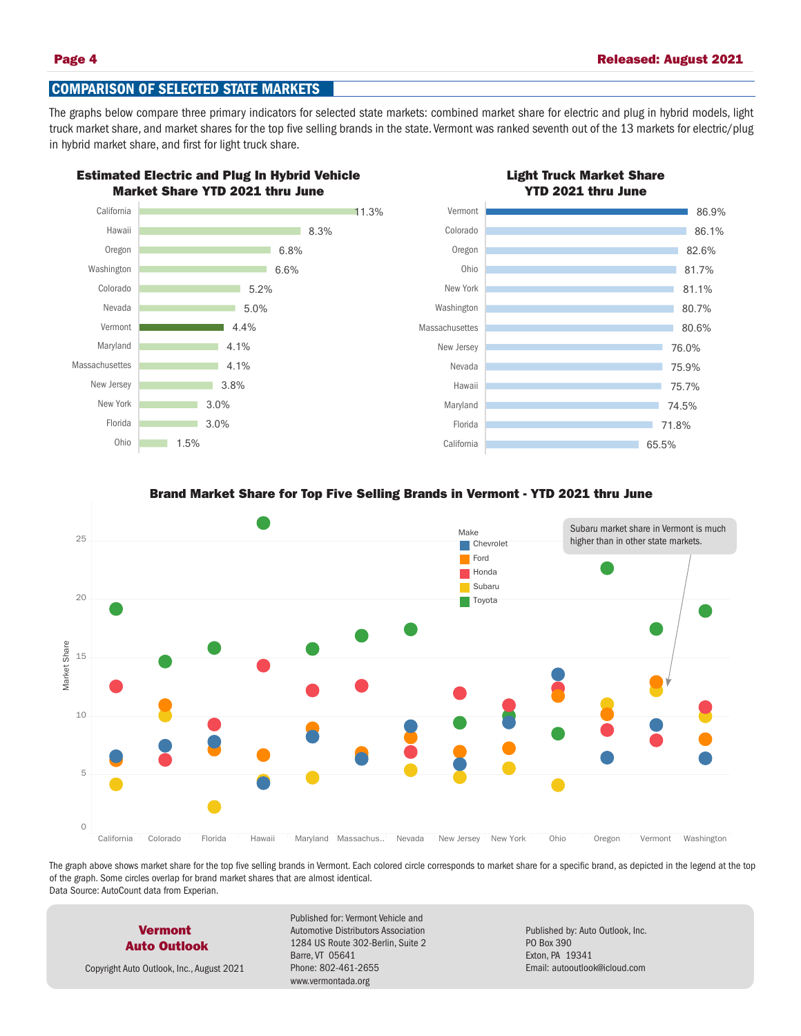## COMPARISON OF SELECTED STATE MARKETS

The graphs below compare three primary indicators for selected state markets: combined market share for electric and plug in hybrid models, light truck market share, and market shares for the top five selling brands in the state. Vermont was ranked seventh out of the 13 markets for electric/plug in hybrid market share, and first for light truck share.

**Estimated Electric and Plug In Hybrid Vehicle Market Share YTD 2021 thru June**

California 11.3%
Hawaii 8.3%
Oregon 6.8%
Washington 6.6%
Colorado 5.2%
Nevada 5.0%
Vermont 4.4%
Maryland 4.1%
Massachusetts 4.1%
New Jersey 3.8%
New York 3.0%
Florida 3.0%
Ohio 1.5%

**Light Truck Market Share YTD 2021 thru June**

Vermont 86.9%
Colorado 86.1%
Oregon 82.6%
Ohio 81.7%
New York 81.1%
Washington 80.7%
Massachusetts 80.6%
New Jersey 76.0%
Nevada 75.9%
Hawaii 75.7%
Maryland 74.5%
Florida 71.8%
California 65.5%

**Brand Market Share for Top Five Selling Brands in Vermont - YTD 2021 thru June**

Make: Chevrolet, Ford, Honda, Subaru, Toyota

Subaru market share in Vermont is much higher than in other state markets.

Market Share

0 5 10 15 20 25

California Colorado Florida Hawaii Maryland Massachus.. Nevada New Jersey New York Ohio Oregon Vermont Washington

The graph above shows market share for the top five selling brands in Vermont. Each colored circle corresponds to market share for a specific brand, as depicted in the legend at the top of the graph. Some circles overlap for brand market shares that are almost identical.
Data Source: AutoCount data from Experian.

**Vermont Auto Outlook**

Copyright Auto Outlook, Inc., August 2021

Published for: Vermont Vehicle and Automotive Distributors Association
1284 US Route 302-Berlin, Suite 2
Barre, VT 05641
Phone: 802-461-2655
www.vermontada.org

Published by: Auto Outlook, Inc.
PO Box 390
Exton, PA 19341
Email: autooutlook@icloud.com